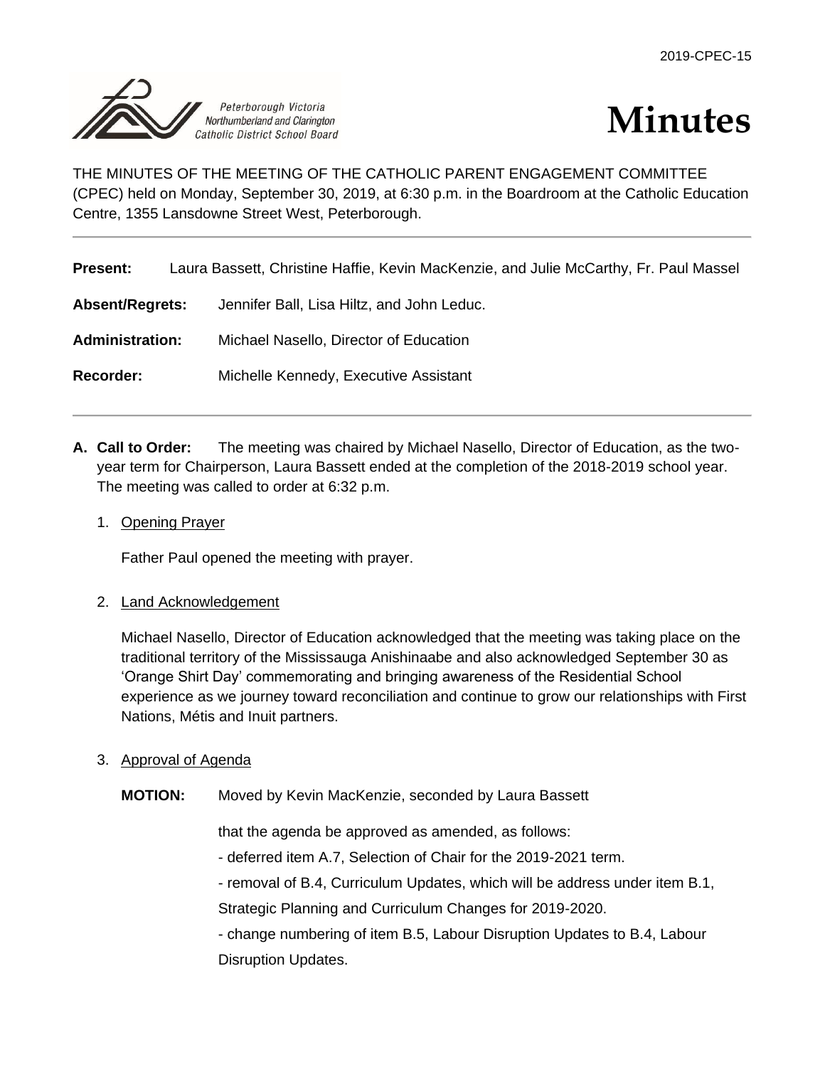2019-CPEC-15

Peterborough Victoria Northumberland and Clarington Catholic District School Board

# Minutes

THE MINUTES OF THE MEETING OF THE CATHOLIC PARENT ENGAGEMENT COMMITTEE (CPEC) held on Monday, September 30, 2019, at 6:30 p.m. in the Boardroom at the Catholic Education Centre, 1355 Lansdowne Street West, Peterborough.

---

**Present:** Laura Bassett, Christine Haffie, Kevin MacKenzie, and Julie McCarthy, Fr. Paul Massel

**Absent/Regrets:** Jennifer Ball, Lisa Hiltz, and John Leduc.

**Administration:** Michael Nasello, Director of Education

**Recorder:** Michelle Kennedy, Executive Assistant

---

**A. Call to Order:** The meeting was chaired by Michael Nasello, Director of Education, as the two-year term for Chairperson, Laura Bassett ended at the completion of the 2018-2019 school year. The meeting was called to order at 6:32 p.m.

1. Opening Prayer

   Father Paul opened the meeting with prayer.

2. Land Acknowledgement

   Michael Nasello, Director of Education acknowledged that the meeting was taking place on the traditional territory of the Mississauga Anishinaabe and also acknowledged September 30 as 'Orange Shirt Day' commemorating and bringing awareness of the Residential School experience as we journey toward reconciliation and continue to grow our relationships with First Nations, Métis and Inuit partners.

3. Approval of Agenda

   **MOTION:** Moved by Kevin MacKenzie, seconded by Laura Bassett

   that the agenda be approved as amended, as follows:

   - deferred item A.7, Selection of Chair for the 2019-2021 term.
   - removal of B.4, Curriculum Updates, which will be address under item B.1, Strategic Planning and Curriculum Changes for 2019-2020.
   - change numbering of item B.5, Labour Disruption Updates to B.4, Labour Disruption Updates.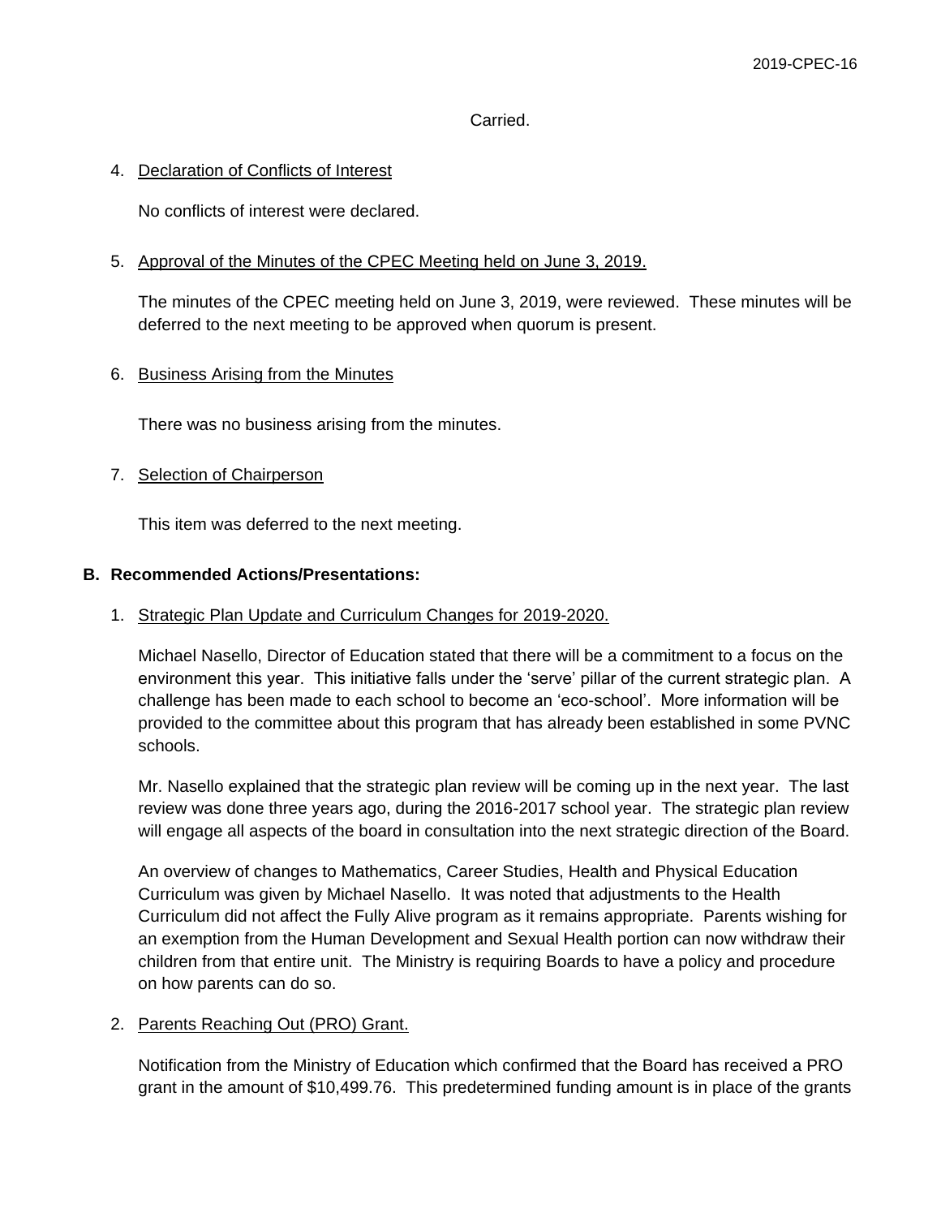Carried.

4. Declaration of Conflicts of Interest

   No conflicts of interest were declared.

5. Approval of the Minutes of the CPEC Meeting held on June 3, 2019.

   The minutes of the CPEC meeting held on June 3, 2019, were reviewed. These minutes will be deferred to the next meeting to be approved when quorum is present.

6. Business Arising from the Minutes

   There was no business arising from the minutes.

7. Selection of Chairperson

   This item was deferred to the next meeting.

**B. Recommended Actions/Presentations:**

1. Strategic Plan Update and Curriculum Changes for 2019-2020.

   Michael Nasello, Director of Education stated that there will be a commitment to a focus on the environment this year. This initiative falls under the 'serve' pillar of the current strategic plan. A challenge has been made to each school to become an 'eco-school'. More information will be provided to the committee about this program that has already been established in some PVNC schools.

   Mr. Nasello explained that the strategic plan review will be coming up in the next year. The last review was done three years ago, during the 2016-2017 school year. The strategic plan review will engage all aspects of the board in consultation into the next strategic direction of the Board.

   An overview of changes to Mathematics, Career Studies, Health and Physical Education Curriculum was given by Michael Nasello. It was noted that adjustments to the Health Curriculum did not affect the Fully Alive program as it remains appropriate. Parents wishing for an exemption from the Human Development and Sexual Health portion can now withdraw their children from that entire unit. The Ministry is requiring Boards to have a policy and procedure on how parents can do so.

2. Parents Reaching Out (PRO) Grant.

   Notification from the Ministry of Education which confirmed that the Board has received a PRO grant in the amount of $10,499.76. This predetermined funding amount is in place of the grants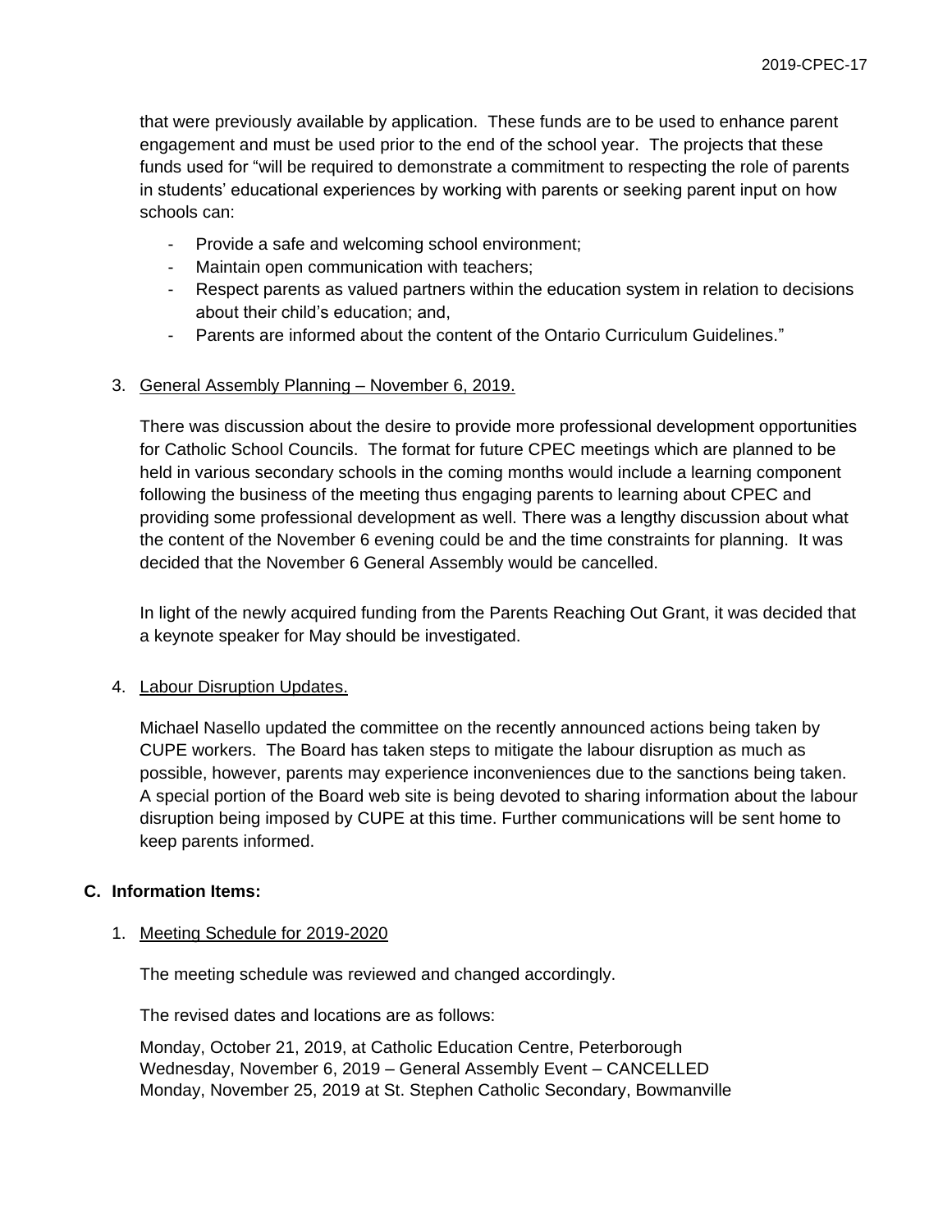that were previously available by application. These funds are to be used to enhance parent engagement and must be used prior to the end of the school year. The projects that these funds used for "will be required to demonstrate a commitment to respecting the role of parents in students' educational experiences by working with parents or seeking parent input on how schools can:

- Provide a safe and welcoming school environment;
- Maintain open communication with teachers;
- Respect parents as valued partners within the education system in relation to decisions about their child's education; and,
- Parents are informed about the content of the Ontario Curriculum Guidelines."

3. <u>General Assembly Planning – November 6, 2019.</u>

   There was discussion about the desire to provide more professional development opportunities for Catholic School Councils. The format for future CPEC meetings which are planned to be held in various secondary schools in the coming months would include a learning component following the business of the meeting thus engaging parents to learning about CPEC and providing some professional development as well. There was a lengthy discussion about what the content of the November 6 evening could be and the time constraints for planning. It was decided that the November 6 General Assembly would be cancelled.

   In light of the newly acquired funding from the Parents Reaching Out Grant, it was decided that a keynote speaker for May should be investigated.

4. <u>Labour Disruption Updates.</u>

   Michael Nasello updated the committee on the recently announced actions being taken by CUPE workers. The Board has taken steps to mitigate the labour disruption as much as possible, however, parents may experience inconveniences due to the sanctions being taken. A special portion of the Board web site is being devoted to sharing information about the labour disruption being imposed by CUPE at this time. Further communications will be sent home to keep parents informed.

### C. Information Items:

1. <u>Meeting Schedule for 2019-2020</u>

   The meeting schedule was reviewed and changed accordingly.

   The revised dates and locations are as follows:

   Monday, October 21, 2019, at Catholic Education Centre, Peterborough
   Wednesday, November 6, 2019 – General Assembly Event – CANCELLED
   Monday, November 25, 2019 at St. Stephen Catholic Secondary, Bowmanville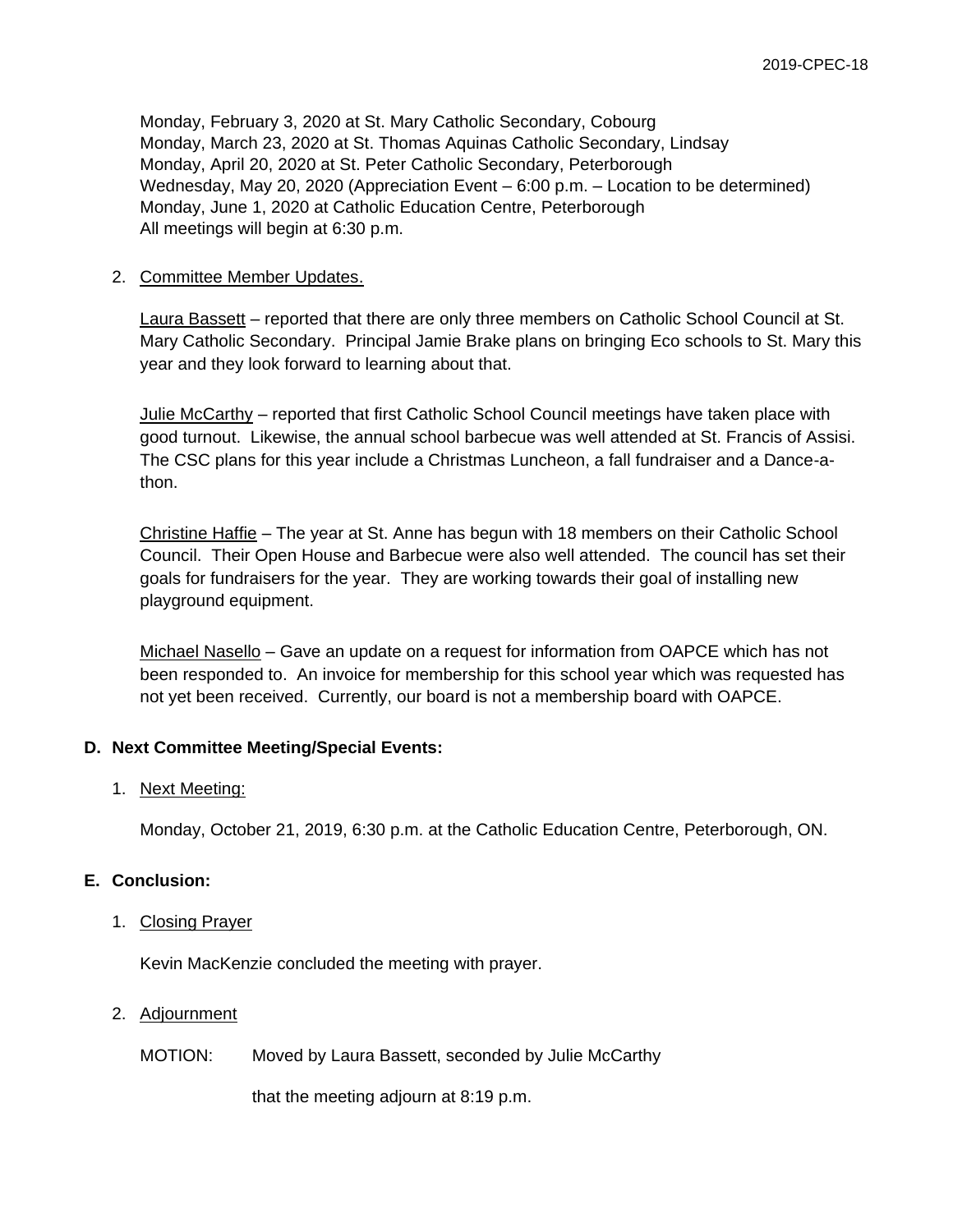Monday, February 3, 2020 at St. Mary Catholic Secondary, Cobourg
Monday, March 23, 2020 at St. Thomas Aquinas Catholic Secondary, Lindsay
Monday, April 20, 2020 at St. Peter Catholic Secondary, Peterborough
Wednesday, May 20, 2020 (Appreciation Event – 6:00 p.m. – Location to be determined)
Monday, June 1, 2020 at Catholic Education Centre, Peterborough
All meetings will begin at 6:30 p.m.

2. Committee Member Updates.

Laura Bassett – reported that there are only three members on Catholic School Council at St. Mary Catholic Secondary. Principal Jamie Brake plans on bringing Eco schools to St. Mary this year and they look forward to learning about that.

Julie McCarthy – reported that first Catholic School Council meetings have taken place with good turnout. Likewise, the annual school barbecue was well attended at St. Francis of Assisi. The CSC plans for this year include a Christmas Luncheon, a fall fundraiser and a Dance-a-thon.

Christine Haffie – The year at St. Anne has begun with 18 members on their Catholic School Council. Their Open House and Barbecue were also well attended. The council has set their goals for fundraisers for the year. They are working towards their goal of installing new playground equipment.

Michael Nasello – Gave an update on a request for information from OAPCE which has not been responded to. An invoice for membership for this school year which was requested has not yet been received. Currently, our board is not a membership board with OAPCE.

**D. Next Committee Meeting/Special Events:**

1. Next Meeting:

Monday, October 21, 2019, 6:30 p.m. at the Catholic Education Centre, Peterborough, ON.

**E. Conclusion:**

1. Closing Prayer

Kevin MacKenzie concluded the meeting with prayer.

2. Adjournment

MOTION: Moved by Laura Bassett, seconded by Julie McCarthy

that the meeting adjourn at 8:19 p.m.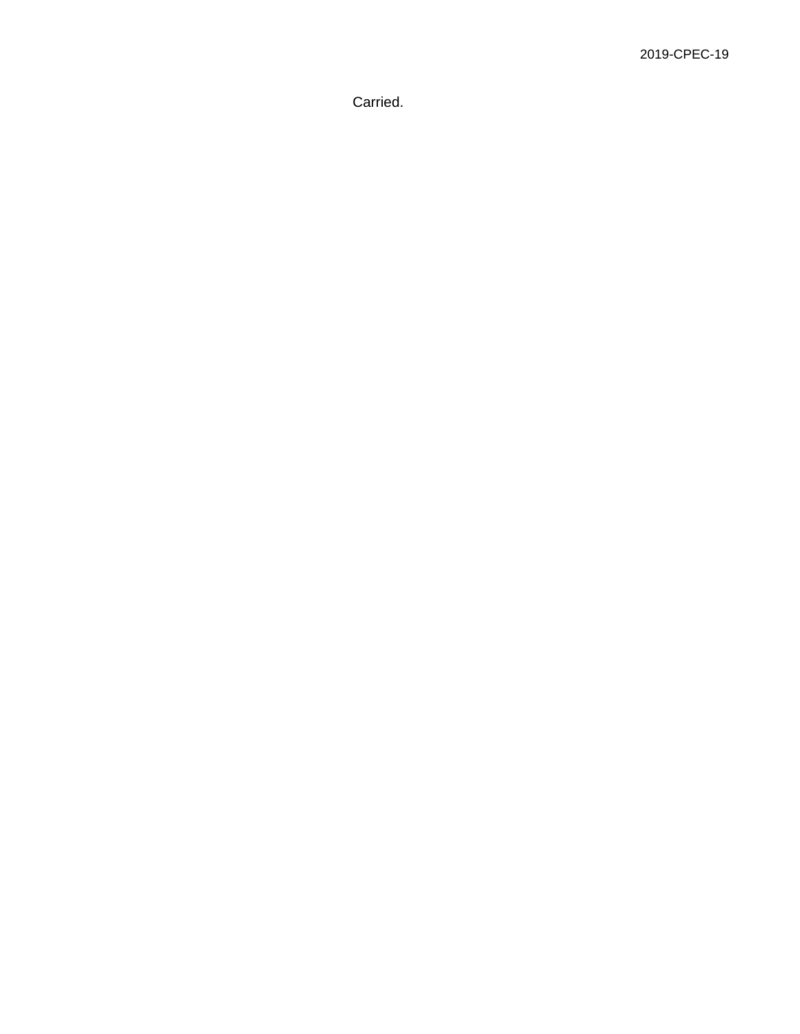Carried.